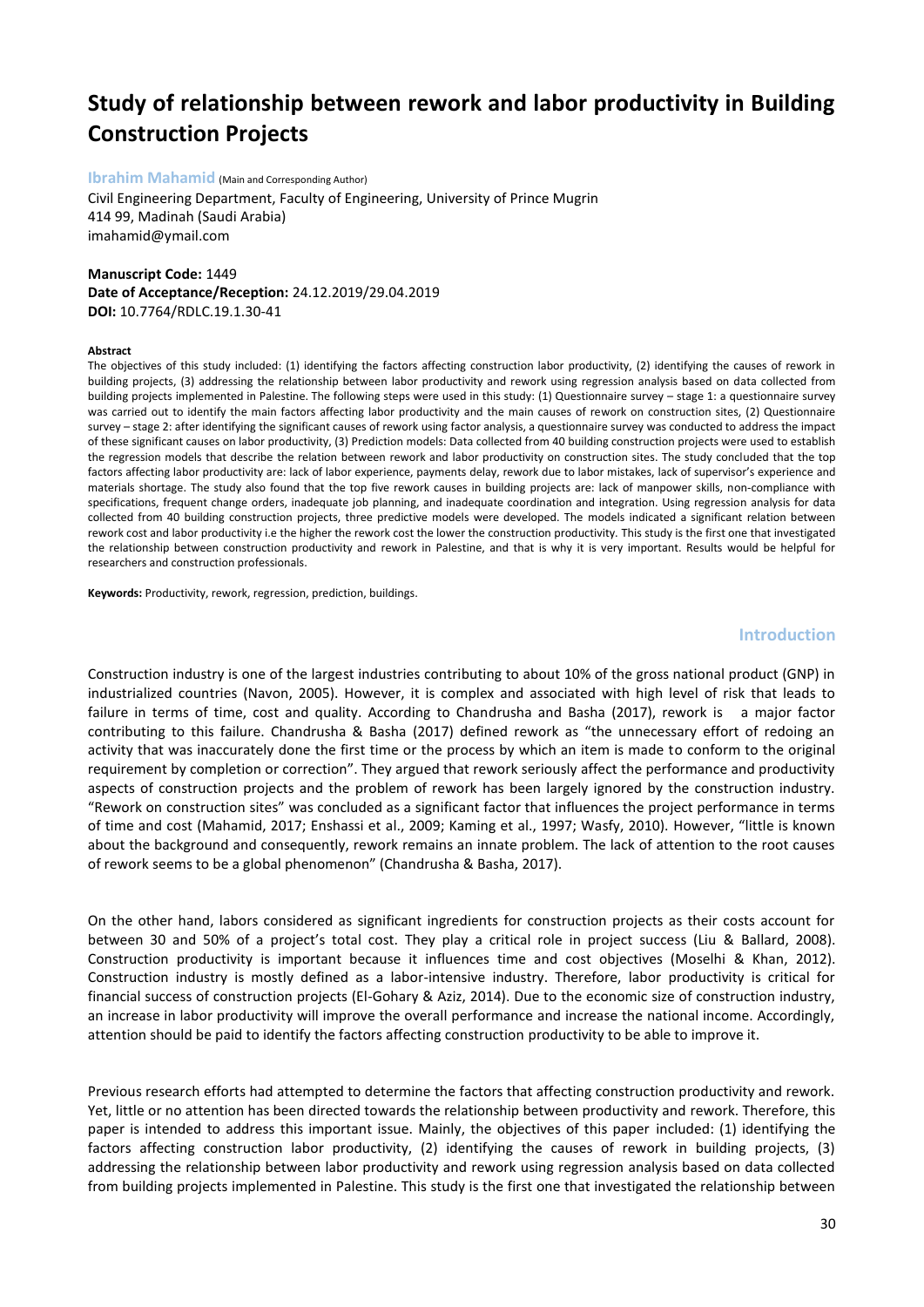# Study of relationship between rework and labor productivity in Building Construction Projects

**Ibrahim Mahamid** (Main and Corresponding Author)

Civil Engineering Department, Faculty of Engineering, University of Prince Mugrin
414 99, Madinah (Saudi Arabia)
imahamid@ymail.com

**Manuscript Code:** 1449
**Date of Acceptance/Reception:** 24.12.2019/29.04.2019
**DOI:** 10.7764/RDLC.19.1.30-41

**Abstract**

The objectives of this study included: (1) identifying the factors affecting construction labor productivity, (2) identifying the causes of rework in building projects, (3) addressing the relationship between labor productivity and rework using regression analysis based on data collected from building projects implemented in Palestine. The following steps were used in this study: (1) Questionnaire survey – stage 1: a questionnaire survey was carried out to identify the main factors affecting labor productivity and the main causes of rework on construction sites, (2) Questionnaire survey – stage 2: after identifying the significant causes of rework using factor analysis, a questionnaire survey was conducted to address the impact of these significant causes on labor productivity, (3) Prediction models: Data collected from 40 building construction projects were used to establish the regression models that describe the relation between rework and labor productivity on construction sites. The study concluded that the top factors affecting labor productivity are: lack of labor experience, payments delay, rework due to labor mistakes, lack of supervisor's experience and materials shortage. The study also found that the top five rework causes in building projects are: lack of manpower skills, non-compliance with specifications, frequent change orders, inadequate job planning, and inadequate coordination and integration. Using regression analysis for data collected from 40 building construction projects, three predictive models were developed. The models indicated a significant relation between rework cost and labor productivity i.e the higher the rework cost the lower the construction productivity. This study is the first one that investigated the relationship between construction productivity and rework in Palestine, and that is why it is very important. Results would be helpful for researchers and construction professionals.

**Keywords:** Productivity, rework, regression, prediction, buildings.

## Introduction

Construction industry is one of the largest industries contributing to about 10% of the gross national product (GNP) in industrialized countries (Navon, 2005). However, it is complex and associated with high level of risk that leads to failure in terms of time, cost and quality. According to Chandrusha and Basha (2017), rework is a major factor contributing to this failure. Chandrusha & Basha (2017) defined rework as "the unnecessary effort of redoing an activity that was inaccurately done the first time or the process by which an item is made to conform to the original requirement by completion or correction". They argued that rework seriously affect the performance and productivity aspects of construction projects and the problem of rework has been largely ignored by the construction industry. "Rework on construction sites" was concluded as a significant factor that influences the project performance in terms of time and cost (Mahamid, 2017; Enshassi et al., 2009; Kaming et al., 1997; Wasfy, 2010). However, "little is known about the background and consequently, rework remains an innate problem. The lack of attention to the root causes of rework seems to be a global phenomenon" (Chandrusha & Basha, 2017).

On the other hand, labors considered as significant ingredients for construction projects as their costs account for between 30 and 50% of a project's total cost. They play a critical role in project success (Liu & Ballard, 2008). Construction productivity is important because it influences time and cost objectives (Moselhi & Khan, 2012). Construction industry is mostly defined as a labor-intensive industry. Therefore, labor productivity is critical for financial success of construction projects (El-Gohary & Aziz, 2014). Due to the economic size of construction industry, an increase in labor productivity will improve the overall performance and increase the national income. Accordingly, attention should be paid to identify the factors affecting construction productivity to be able to improve it.

Previous research efforts had attempted to determine the factors that affecting construction productivity and rework. Yet, little or no attention has been directed towards the relationship between productivity and rework. Therefore, this paper is intended to address this important issue. Mainly, the objectives of this paper included: (1) identifying the factors affecting construction labor productivity, (2) identifying the causes of rework in building projects, (3) addressing the relationship between labor productivity and rework using regression analysis based on data collected from building projects implemented in Palestine. This study is the first one that investigated the relationship between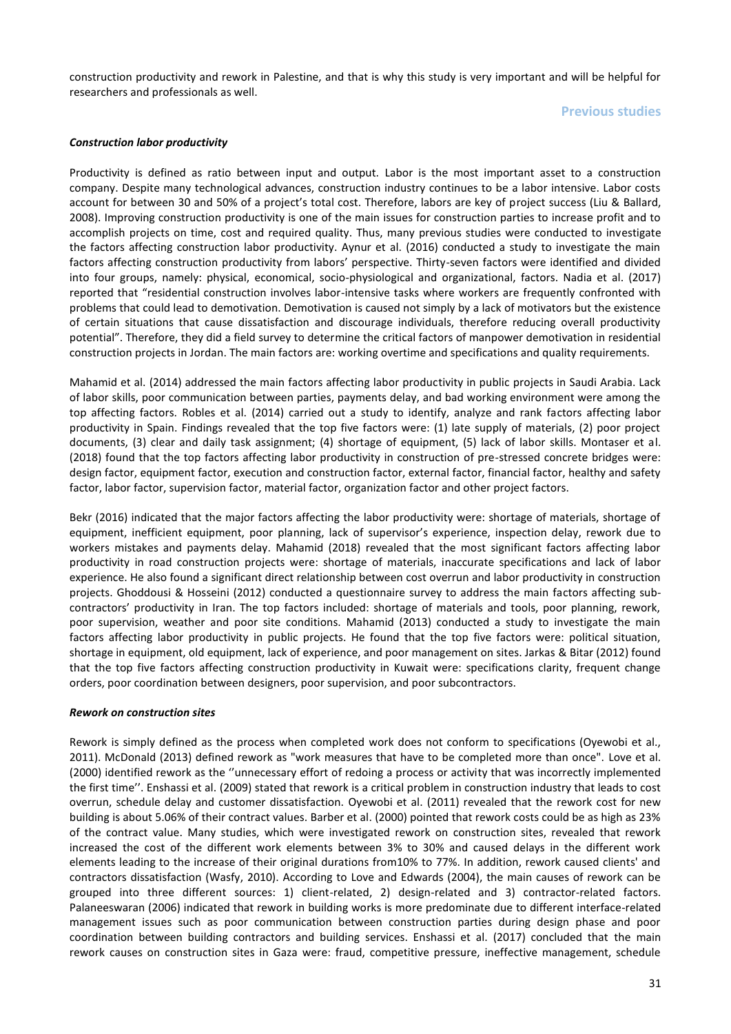construction productivity and rework in Palestine, and that is why this study is very important and will be helpful for researchers and professionals as well.

## Previous studies

### *Construction labor productivity*

Productivity is defined as ratio between input and output. Labor is the most important asset to a construction company. Despite many technological advances, construction industry continues to be a labor intensive. Labor costs account for between 30 and 50% of a project's total cost. Therefore, labors are key of project success (Liu & Ballard, 2008). Improving construction productivity is one of the main issues for construction parties to increase profit and to accomplish projects on time, cost and required quality. Thus, many previous studies were conducted to investigate the factors affecting construction labor productivity. Aynur et al. (2016) conducted a study to investigate the main factors affecting construction productivity from labors' perspective. Thirty-seven factors were identified and divided into four groups, namely: physical, economical, socio-physiological and organizational, factors. Nadia et al. (2017) reported that "residential construction involves labor-intensive tasks where workers are frequently confronted with problems that could lead to demotivation. Demotivation is caused not simply by a lack of motivators but the existence of certain situations that cause dissatisfaction and discourage individuals, therefore reducing overall productivity potential". Therefore, they did a field survey to determine the critical factors of manpower demotivation in residential construction projects in Jordan. The main factors are: working overtime and specifications and quality requirements.

Mahamid et al. (2014) addressed the main factors affecting labor productivity in public projects in Saudi Arabia. Lack of labor skills, poor communication between parties, payments delay, and bad working environment were among the top affecting factors. Robles et al. (2014) carried out a study to identify, analyze and rank factors affecting labor productivity in Spain. Findings revealed that the top five factors were: (1) late supply of materials, (2) poor project documents, (3) clear and daily task assignment; (4) shortage of equipment, (5) lack of labor skills. Montaser et al. (2018) found that the top factors affecting labor productivity in construction of pre-stressed concrete bridges were: design factor, equipment factor, execution and construction factor, external factor, financial factor, healthy and safety factor, labor factor, supervision factor, material factor, organization factor and other project factors.

Bekr (2016) indicated that the major factors affecting the labor productivity were: shortage of materials, shortage of equipment, inefficient equipment, poor planning, lack of supervisor's experience, inspection delay, rework due to workers mistakes and payments delay. Mahamid (2018) revealed that the most significant factors affecting labor productivity in road construction projects were: shortage of materials, inaccurate specifications and lack of labor experience. He also found a significant direct relationship between cost overrun and labor productivity in construction projects. Ghoddousi & Hosseini (2012) conducted a questionnaire survey to address the main factors affecting sub-contractors' productivity in Iran. The top factors included: shortage of materials and tools, poor planning, rework, poor supervision, weather and poor site conditions. Mahamid (2013) conducted a study to investigate the main factors affecting labor productivity in public projects. He found that the top five factors were: political situation, shortage in equipment, old equipment, lack of experience, and poor management on sites. Jarkas & Bitar (2012) found that the top five factors affecting construction productivity in Kuwait were: specifications clarity, frequent change orders, poor coordination between designers, poor supervision, and poor subcontractors.

### *Rework on construction sites*

Rework is simply defined as the process when completed work does not conform to specifications (Oyewobi et al., 2011). McDonald (2013) defined rework as "work measures that have to be completed more than once". Love et al. (2000) identified rework as the ''unnecessary effort of redoing a process or activity that was incorrectly implemented the first time''. Enshassi et al. (2009) stated that rework is a critical problem in construction industry that leads to cost overrun, schedule delay and customer dissatisfaction. Oyewobi et al. (2011) revealed that the rework cost for new building is about 5.06% of their contract values. Barber et al. (2000) pointed that rework costs could be as high as 23% of the contract value. Many studies, which were investigated rework on construction sites, revealed that rework increased the cost of the different work elements between 3% to 30% and caused delays in the different work elements leading to the increase of their original durations from10% to 77%. In addition, rework caused clients' and contractors dissatisfaction (Wasfy, 2010). According to Love and Edwards (2004), the main causes of rework can be grouped into three different sources: 1) client-related, 2) design-related and 3) contractor-related factors. Palaneeswaran (2006) indicated that rework in building works is more predominate due to different interface-related management issues such as poor communication between construction parties during design phase and poor coordination between building contractors and building services. Enshassi et al. (2017) concluded that the main rework causes on construction sites in Gaza were: fraud, competitive pressure, ineffective management, schedule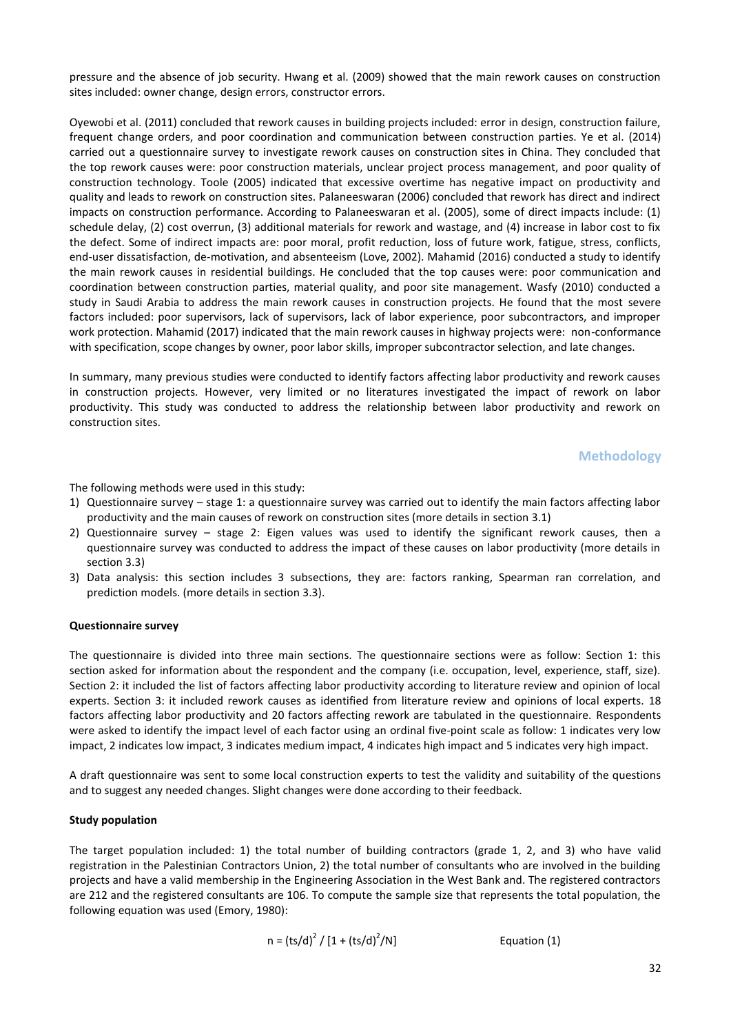pressure and the absence of job security. Hwang et al. (2009) showed that the main rework causes on construction sites included: owner change, design errors, constructor errors.

Oyewobi et al. (2011) concluded that rework causes in building projects included: error in design, construction failure, frequent change orders, and poor coordination and communication between construction parties. Ye et al. (2014) carried out a questionnaire survey to investigate rework causes on construction sites in China. They concluded that the top rework causes were: poor construction materials, unclear project process management, and poor quality of construction technology. Toole (2005) indicated that excessive overtime has negative impact on productivity and quality and leads to rework on construction sites. Palaneeswaran (2006) concluded that rework has direct and indirect impacts on construction performance. According to Palaneeswaran et al. (2005), some of direct impacts include: (1) schedule delay, (2) cost overrun, (3) additional materials for rework and wastage, and (4) increase in labor cost to fix the defect. Some of indirect impacts are: poor moral, profit reduction, loss of future work, fatigue, stress, conflicts, end-user dissatisfaction, de-motivation, and absenteeism (Love, 2002). Mahamid (2016) conducted a study to identify the main rework causes in residential buildings. He concluded that the top causes were: poor communication and coordination between construction parties, material quality, and poor site management. Wasfy (2010) conducted a study in Saudi Arabia to address the main rework causes in construction projects. He found that the most severe factors included: poor supervisors, lack of supervisors, lack of labor experience, poor subcontractors, and improper work protection. Mahamid (2017) indicated that the main rework causes in highway projects were: non-conformance with specification, scope changes by owner, poor labor skills, improper subcontractor selection, and late changes.

In summary, many previous studies were conducted to identify factors affecting labor productivity and rework causes in construction projects. However, very limited or no literatures investigated the impact of rework on labor productivity. This study was conducted to address the relationship between labor productivity and rework on construction sites.

## Methodology

The following methods were used in this study:

1) Questionnaire survey – stage 1: a questionnaire survey was carried out to identify the main factors affecting labor productivity and the main causes of rework on construction sites (more details in section 3.1)
2) Questionnaire survey – stage 2: Eigen values was used to identify the significant rework causes, then a questionnaire survey was conducted to address the impact of these causes on labor productivity (more details in section 3.3)
3) Data analysis: this section includes 3 subsections, they are: factors ranking, Spearman ran correlation, and prediction models. (more details in section 3.3).

### Questionnaire survey

The questionnaire is divided into three main sections. The questionnaire sections were as follow: Section 1: this section asked for information about the respondent and the company (i.e. occupation, level, experience, staff, size). Section 2: it included the list of factors affecting labor productivity according to literature review and opinion of local experts. Section 3: it included rework causes as identified from literature review and opinions of local experts. 18 factors affecting labor productivity and 20 factors affecting rework are tabulated in the questionnaire. Respondents were asked to identify the impact level of each factor using an ordinal five-point scale as follow: 1 indicates very low impact, 2 indicates low impact, 3 indicates medium impact, 4 indicates high impact and 5 indicates very high impact.

A draft questionnaire was sent to some local construction experts to test the validity and suitability of the questions and to suggest any needed changes. Slight changes were done according to their feedback.

### Study population

The target population included: 1) the total number of building contractors (grade 1, 2, and 3) who have valid registration in the Palestinian Contractors Union, 2) the total number of consultants who are involved in the building projects and have a valid membership in the Engineering Association in the West Bank and. The registered contractors are 212 and the registered consultants are 106. To compute the sample size that represents the total population, the following equation was used (Emory, 1980):

$$n = (ts/d)^2 / [1 + (ts/d)^2/N] \qquad \text{Equation (1)}$$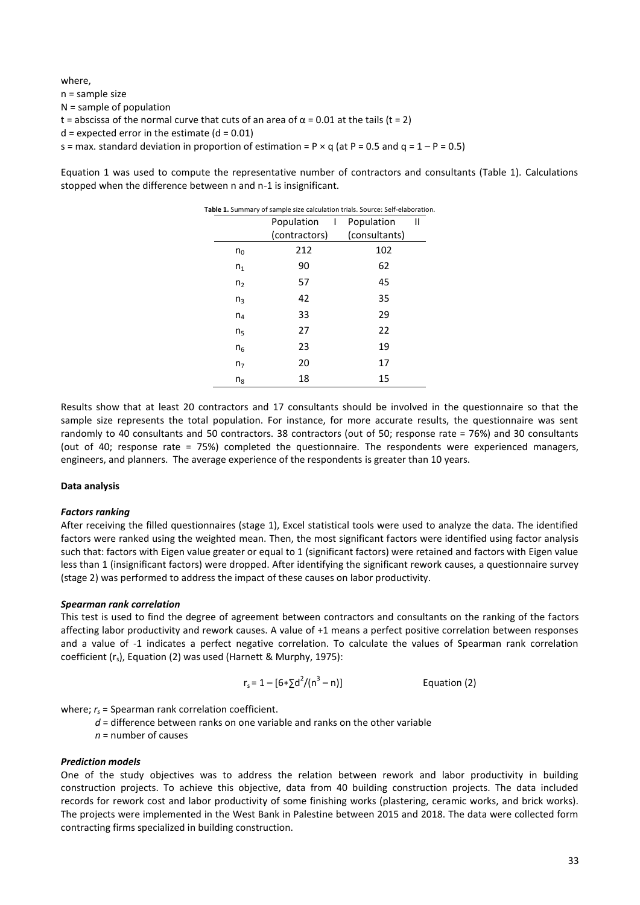where,

n = sample size

N = sample of population

t = abscissa of the normal curve that cuts of an area of $\alpha = 0.01$ at the tails ($t = 2$)

d = expected error in the estimate ($d = 0.01$)

s = max. standard deviation in proportion of estimation = $P \times q$ (at $P = 0.5$ and $q = 1 - P = 0.5$)

Equation 1 was used to compute the representative number of contractors and consultants (Table 1). Calculations stopped when the difference between n and n-1 is insignificant.

**Table 1.** Summary of sample size calculation trials. Source: Self-elaboration.

| | Population I (contractors) | Population II (consultants) |
|---|---|---|
| $n_0$ | 212 | 102 |
| $n_1$ | 90 | 62 |
| $n_2$ | 57 | 45 |
| $n_3$ | 42 | 35 |
| $n_4$ | 33 | 29 |
| $n_5$ | 27 | 22 |
| $n_6$ | 23 | 19 |
| $n_7$ | 20 | 17 |
| $n_8$ | 18 | 15 |

Results show that at least 20 contractors and 17 consultants should be involved in the questionnaire so that the sample size represents the total population. For instance, for more accurate results, the questionnaire was sent randomly to 40 consultants and 50 contractors. 38 contractors (out of 50; response rate = 76%) and 30 consultants (out of 40; response rate = 75%) completed the questionnaire. The respondents were experienced managers, engineers, and planners. The average experience of the respondents is greater than 10 years.

**Data analysis**

***Factors ranking***

After receiving the filled questionnaires (stage 1), Excel statistical tools were used to analyze the data. The identified factors were ranked using the weighted mean. Then, the most significant factors were identified using factor analysis such that: factors with Eigen value greater or equal to 1 (significant factors) were retained and factors with Eigen value less than 1 (insignificant factors) were dropped. After identifying the significant rework causes, a questionnaire survey (stage 2) was performed to address the impact of these causes on labor productivity.

***Spearman rank correlation***

This test is used to find the degree of agreement between contractors and consultants on the ranking of the factors affecting labor productivity and rework causes. A value of +1 means a perfect positive correlation between responses and a value of -1 indicates a perfect negative correlation. To calculate the values of Spearman rank correlation coefficient ($r_s$), Equation (2) was used (Harnett & Murphy, 1975):

$$r_s = 1 - [6*\sum d^2/(n^3 - n)] \qquad \text{Equation (2)}$$

where; $r_s$ = Spearman rank correlation coefficient.

$d$ = difference between ranks on one variable and ranks on the other variable

$n$ = number of causes

***Prediction models***

One of the study objectives was to address the relation between rework and labor productivity in building construction projects. To achieve this objective, data from 40 building construction projects. The data included records for rework cost and labor productivity of some finishing works (plastering, ceramic works, and brick works). The projects were implemented in the West Bank in Palestine between 2015 and 2018. The data were collected form contracting firms specialized in building construction.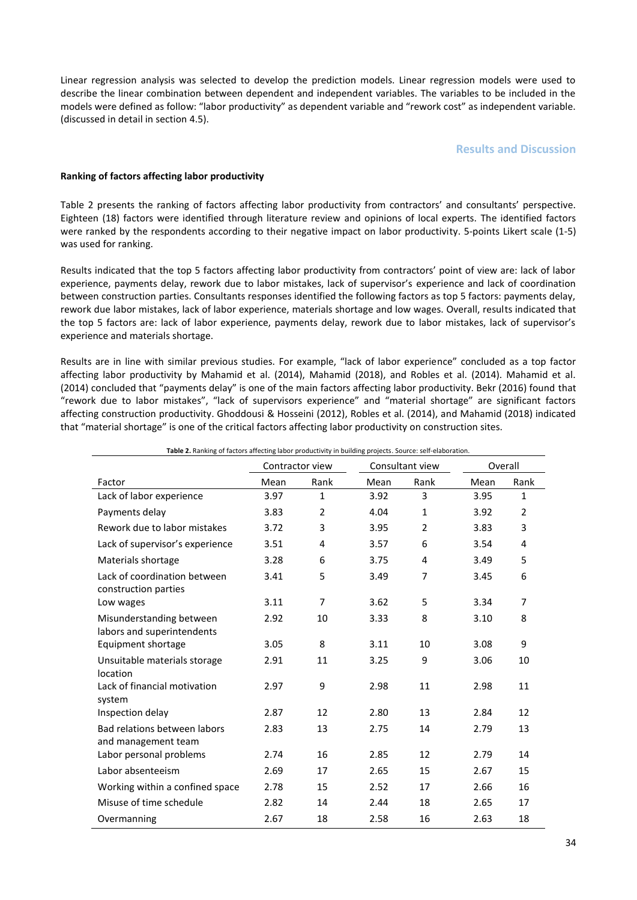Linear regression analysis was selected to develop the prediction models. Linear regression models were used to describe the linear combination between dependent and independent variables. The variables to be included in the models were defined as follow: "labor productivity" as dependent variable and "rework cost" as independent variable. (discussed in detail in section 4.5).

## Results and Discussion

### Ranking of factors affecting labor productivity

Table 2 presents the ranking of factors affecting labor productivity from contractors' and consultants' perspective. Eighteen (18) factors were identified through literature review and opinions of local experts. The identified factors were ranked by the respondents according to their negative impact on labor productivity. 5-points Likert scale (1-5) was used for ranking.

Results indicated that the top 5 factors affecting labor productivity from contractors' point of view are: lack of labor experience, payments delay, rework due to labor mistakes, lack of supervisor's experience and lack of coordination between construction parties. Consultants responses identified the following factors as top 5 factors: payments delay, rework due labor mistakes, lack of labor experience, materials shortage and low wages. Overall, results indicated that the top 5 factors are: lack of labor experience, payments delay, rework due to labor mistakes, lack of supervisor's experience and materials shortage.

Results are in line with similar previous studies. For example, "lack of labor experience" concluded as a top factor affecting labor productivity by Mahamid et al. (2014), Mahamid (2018), and Robles et al. (2014). Mahamid et al. (2014) concluded that "payments delay" is one of the main factors affecting labor productivity. Bekr (2016) found that "rework due to labor mistakes", "lack of supervisors experience" and "material shortage" are significant factors affecting construction productivity. Ghoddousi & Hosseini (2012), Robles et al. (2014), and Mahamid (2018) indicated that "material shortage" is one of the critical factors affecting labor productivity on construction sites.

**Table 2.** Ranking of factors affecting labor productivity in building projects. Source: self-elaboration.

| | Contractor view | | Consultant view | | Overall | |
|---|---|---|---|---|---|---|
| Factor | Mean | Rank | Mean | Rank | Mean | Rank |
| Lack of labor experience | 3.97 | 1 | 3.92 | 3 | 3.95 | 1 |
| Payments delay | 3.83 | 2 | 4.04 | 1 | 3.92 | 2 |
| Rework due to labor mistakes | 3.72 | 3 | 3.95 | 2 | 3.83 | 3 |
| Lack of supervisor's experience | 3.51 | 4 | 3.57 | 6 | 3.54 | 4 |
| Materials shortage | 3.28 | 6 | 3.75 | 4 | 3.49 | 5 |
| Lack of coordination between construction parties | 3.41 | 5 | 3.49 | 7 | 3.45 | 6 |
| Low wages | 3.11 | 7 | 3.62 | 5 | 3.34 | 7 |
| Misunderstanding between labors and superintendents | 2.92 | 10 | 3.33 | 8 | 3.10 | 8 |
| Equipment shortage | 3.05 | 8 | 3.11 | 10 | 3.08 | 9 |
| Unsuitable materials storage location | 2.91 | 11 | 3.25 | 9 | 3.06 | 10 |
| Lack of financial motivation system | 2.97 | 9 | 2.98 | 11 | 2.98 | 11 |
| Inspection delay | 2.87 | 12 | 2.80 | 13 | 2.84 | 12 |
| Bad relations between labors and management team | 2.83 | 13 | 2.75 | 14 | 2.79 | 13 |
| Labor personal problems | 2.74 | 16 | 2.85 | 12 | 2.79 | 14 |
| Labor absenteeism | 2.69 | 17 | 2.65 | 15 | 2.67 | 15 |
| Working within a confined space | 2.78 | 15 | 2.52 | 17 | 2.66 | 16 |
| Misuse of time schedule | 2.82 | 14 | 2.44 | 18 | 2.65 | 17 |
| Overmanning | 2.67 | 18 | 2.58 | 16 | 2.63 | 18 |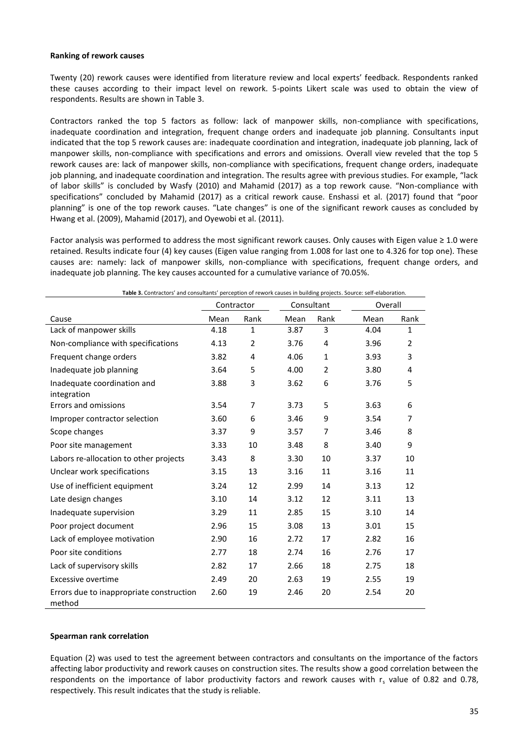**Ranking of rework causes**

Twenty (20) rework causes were identified from literature review and local experts' feedback. Respondents ranked these causes according to their impact level on rework. 5-points Likert scale was used to obtain the view of respondents. Results are shown in Table 3.

Contractors ranked the top 5 factors as follow: lack of manpower skills, non-compliance with specifications, inadequate coordination and integration, frequent change orders and inadequate job planning. Consultants input indicated that the top 5 rework causes are: inadequate coordination and integration, inadequate job planning, lack of manpower skills, non-compliance with specifications and errors and omissions. Overall view reveled that the top 5 rework causes are: lack of manpower skills, non-compliance with specifications, frequent change orders, inadequate job planning, and inadequate coordination and integration. The results agree with previous studies. For example, "lack of labor skills" is concluded by Wasfy (2010) and Mahamid (2017) as a top rework cause. "Non-compliance with specifications" concluded by Mahamid (2017) as a critical rework cause. Enshassi et al. (2017) found that "poor planning" is one of the top rework causes. "Late changes" is one of the significant rework causes as concluded by Hwang et al. (2009), Mahamid (2017), and Oyewobi et al. (2011).

Factor analysis was performed to address the most significant rework causes. Only causes with Eigen value ≥ 1.0 were retained. Results indicate four (4) key causes (Eigen value ranging from 1.008 for last one to 4.326 for top one). These causes are: namely: lack of manpower skills, non-compliance with specifications, frequent change orders, and inadequate job planning. The key causes accounted for a cumulative variance of 70.05%.

**Table 3.** Contractors' and consultants' perception of rework causes in building projects. Source: self-elaboration.

| | Contractor | | Consultant | | Overall | |
|---|---|---|---|---|---|---|
| Cause | Mean | Rank | Mean | Rank | Mean | Rank |
| Lack of manpower skills | 4.18 | 1 | 3.87 | 3 | 4.04 | 1 |
| Non-compliance with specifications | 4.13 | 2 | 3.76 | 4 | 3.96 | 2 |
| Frequent change orders | 3.82 | 4 | 4.06 | 1 | 3.93 | 3 |
| Inadequate job planning | 3.64 | 5 | 4.00 | 2 | 3.80 | 4 |
| Inadequate coordination and integration | 3.88 | 3 | 3.62 | 6 | 3.76 | 5 |
| Errors and omissions | 3.54 | 7 | 3.73 | 5 | 3.63 | 6 |
| Improper contractor selection | 3.60 | 6 | 3.46 | 9 | 3.54 | 7 |
| Scope changes | 3.37 | 9 | 3.57 | 7 | 3.46 | 8 |
| Poor site management | 3.33 | 10 | 3.48 | 8 | 3.40 | 9 |
| Labors re-allocation to other projects | 3.43 | 8 | 3.30 | 10 | 3.37 | 10 |
| Unclear work specifications | 3.15 | 13 | 3.16 | 11 | 3.16 | 11 |
| Use of inefficient equipment | 3.24 | 12 | 2.99 | 14 | 3.13 | 12 |
| Late design changes | 3.10 | 14 | 3.12 | 12 | 3.11 | 13 |
| Inadequate supervision | 3.29 | 11 | 2.85 | 15 | 3.10 | 14 |
| Poor project document | 2.96 | 15 | 3.08 | 13 | 3.01 | 15 |
| Lack of employee motivation | 2.90 | 16 | 2.72 | 17 | 2.82 | 16 |
| Poor site conditions | 2.77 | 18 | 2.74 | 16 | 2.76 | 17 |
| Lack of supervisory skills | 2.82 | 17 | 2.66 | 18 | 2.75 | 18 |
| Excessive overtime | 2.49 | 20 | 2.63 | 19 | 2.55 | 19 |
| Errors due to inappropriate construction method | 2.60 | 19 | 2.46 | 20 | 2.54 | 20 |

**Spearman rank correlation**

Equation (2) was used to test the agreement between contractors and consultants on the importance of the factors affecting labor productivity and rework causes on construction sites. The results show a good correlation between the respondents on the importance of labor productivity factors and rework causes with $r_s$ value of 0.82 and 0.78, respectively. This result indicates that the study is reliable.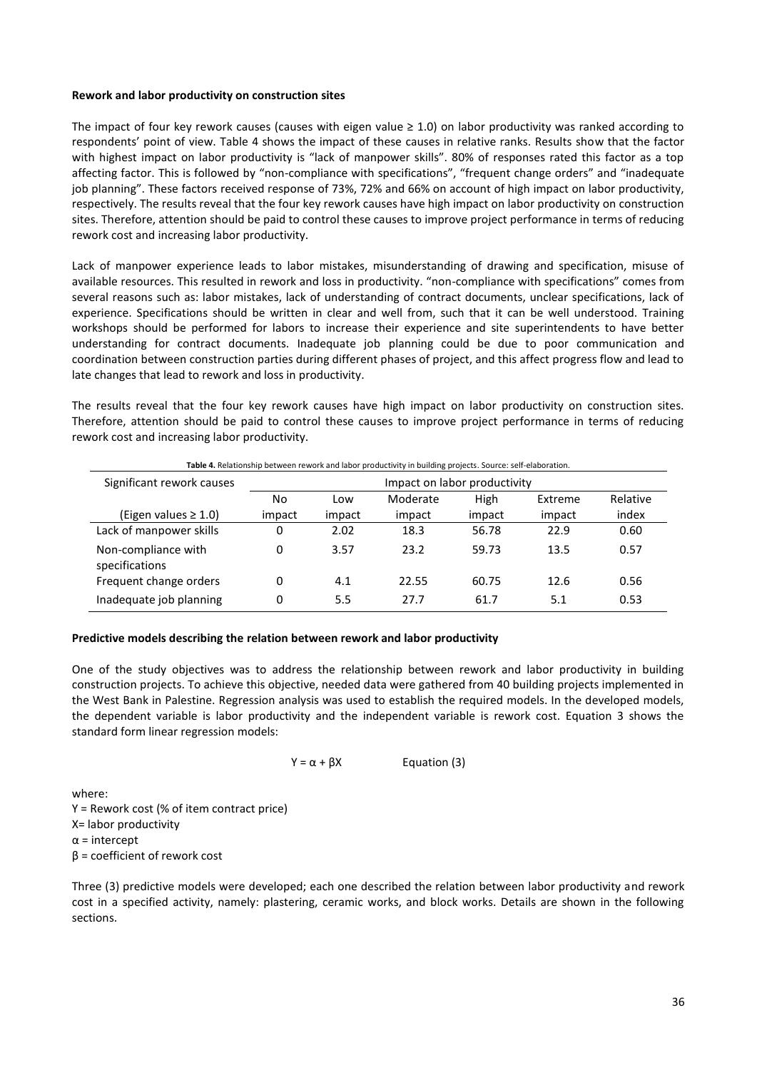**Rework and labor productivity on construction sites**

The impact of four key rework causes (causes with eigen value ≥ 1.0) on labor productivity was ranked according to respondents' point of view. Table 4 shows the impact of these causes in relative ranks. Results show that the factor with highest impact on labor productivity is "lack of manpower skills". 80% of responses rated this factor as a top affecting factor. This is followed by "non-compliance with specifications", "frequent change orders" and "inadequate job planning". These factors received response of 73%, 72% and 66% on account of high impact on labor productivity, respectively. The results reveal that the four key rework causes have high impact on labor productivity on construction sites. Therefore, attention should be paid to control these causes to improve project performance in terms of reducing rework cost and increasing labor productivity.

Lack of manpower experience leads to labor mistakes, misunderstanding of drawing and specification, misuse of available resources. This resulted in rework and loss in productivity. "non-compliance with specifications" comes from several reasons such as: labor mistakes, lack of understanding of contract documents, unclear specifications, lack of experience. Specifications should be written in clear and well from, such that it can be well understood. Training workshops should be performed for labors to increase their experience and site superintendents to have better understanding for contract documents. Inadequate job planning could be due to poor communication and coordination between construction parties during different phases of project, and this affect progress flow and lead to late changes that lead to rework and loss in productivity.

The results reveal that the four key rework causes have high impact on labor productivity on construction sites. Therefore, attention should be paid to control these causes to improve project performance in terms of reducing rework cost and increasing labor productivity.

**Table 4.** Relationship between rework and labor productivity in building projects. Source: self-elaboration.

| Significant rework causes | Impact on labor productivity | | | | | |
|---|---|---|---|---|---|---|
| (Eigen values ≥ 1.0) | No impact | Low impact | Moderate impact | High impact | Extreme impact | Relative index |
| Lack of manpower skills | 0 | 2.02 | 18.3 | 56.78 | 22.9 | 0.60 |
| Non-compliance with specifications | 0 | 3.57 | 23.2 | 59.73 | 13.5 | 0.57 |
| Frequent change orders | 0 | 4.1 | 22.55 | 60.75 | 12.6 | 0.56 |
| Inadequate job planning | 0 | 5.5 | 27.7 | 61.7 | 5.1 | 0.53 |

**Predictive models describing the relation between rework and labor productivity**

One of the study objectives was to address the relationship between rework and labor productivity in building construction projects. To achieve this objective, needed data were gathered from 40 building projects implemented in the West Bank in Palestine. Regression analysis was used to establish the required models. In the developed models, the dependent variable is labor productivity and the independent variable is rework cost. Equation 3 shows the standard form linear regression models:

$$Y = \alpha + \beta X \qquad \text{Equation (3)}$$

where:
Y = Rework cost (% of item contract price)
X= labor productivity
$\alpha$ = intercept
$\beta$ = coefficient of rework cost

Three (3) predictive models were developed; each one described the relation between labor productivity and rework cost in a specified activity, namely: plastering, ceramic works, and block works. Details are shown in the following sections.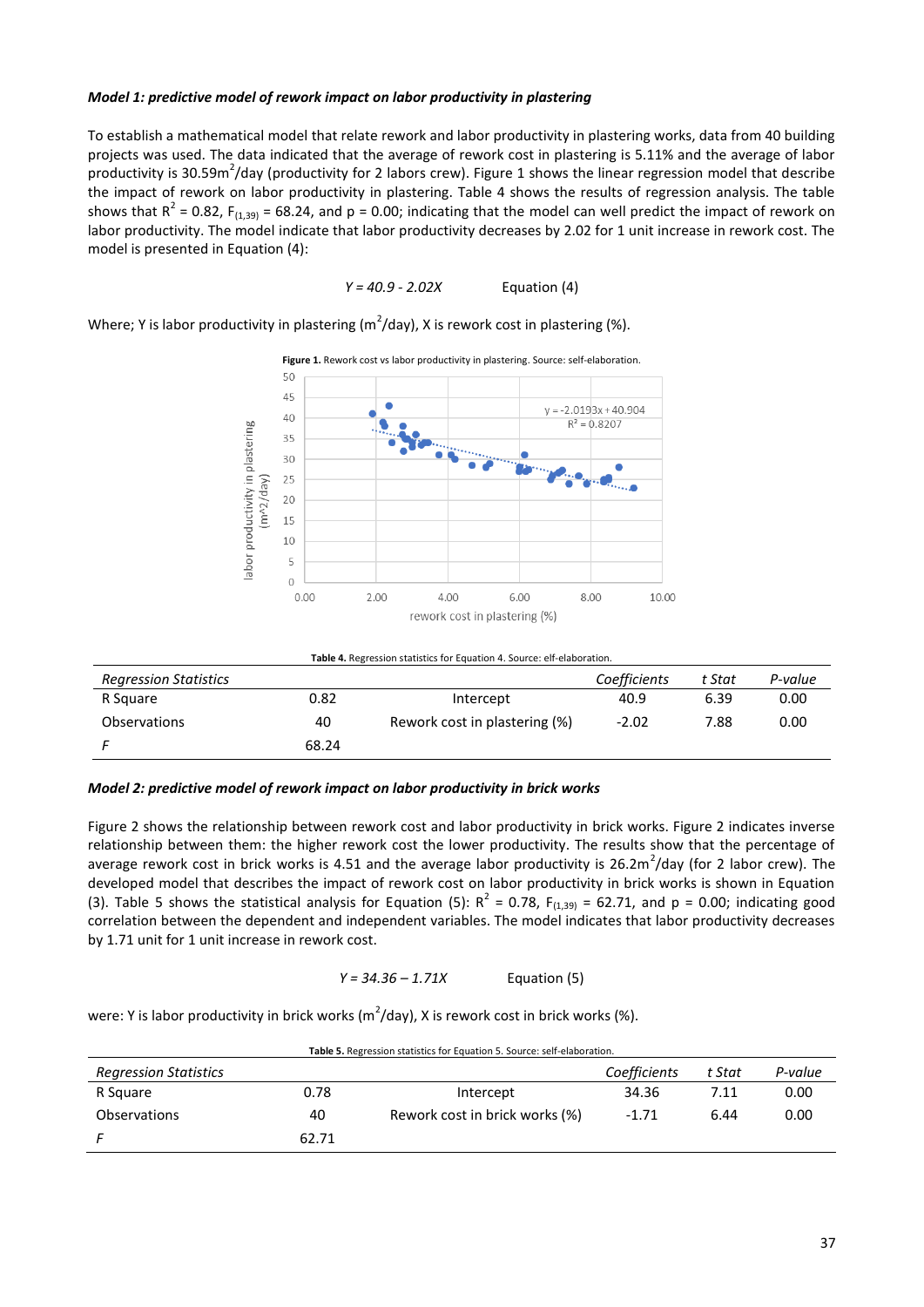***Model 1: predictive model of rework impact on labor productivity in plastering***

To establish a mathematical model that relate rework and labor productivity in plastering works, data from 40 building projects was used. The data indicated that the average of rework cost in plastering is 5.11% and the average of labor productivity is 30.59$m^2$/day (productivity for 2 labors crew). Figure 1 shows the linear regression model that describe the impact of rework on labor productivity in plastering. Table 4 shows the results of regression analysis. The table shows that $R^2$ = 0.82, $F_{(1,39)}$ = 68.24, and p = 0.00; indicating that the model can well predict the impact of rework on labor productivity. The model indicate that labor productivity decreases by 2.02 for 1 unit increase in rework cost. The model is presented in Equation (4):

$$Y = 40.9 - 2.02X \qquad \text{Equation (4)}$$

Where; Y is labor productivity in plastering ($m^2$/day), X is rework cost in plastering (%).

**Figure 1.** Rework cost vs labor productivity in plastering. Source: self-elaboration.

**Table 4.** Regression statistics for Equation 4. Source: elf-elaboration.

| *Regression Statistics* | | | *Coefficients* | *t Stat* | *P-value* |
|---|---|---|---|---|---|
| R Square | 0.82 | Intercept | 40.9 | 6.39 | 0.00 |
| Observations | 40 | Rework cost in plastering (%) | -2.02 | 7.88 | 0.00 |
| *F* | 68.24 | | | | |

***Model 2: predictive model of rework impact on labor productivity in brick works***

Figure 2 shows the relationship between rework cost and labor productivity in brick works. Figure 2 indicates inverse relationship between them: the higher rework cost the lower productivity. The results show that the percentage of average rework cost in brick works is 4.51 and the average labor productivity is 26.2$m^2$/day (for 2 labor crew). The developed model that describes the impact of rework cost on labor productivity in brick works is shown in Equation (3). Table 5 shows the statistical analysis for Equation (5): $R^2$ = 0.78, $F_{(1,39)}$ = 62.71, and p = 0.00; indicating good correlation between the dependent and independent variables. The model indicates that labor productivity decreases by 1.71 unit for 1 unit increase in rework cost.

$$Y = 34.36 - 1.71X \qquad \text{Equation (5)}$$

were: Y is labor productivity in brick works ($m^2$/day), X is rework cost in brick works (%).

**Table 5.** Regression statistics for Equation 5. Source: self-elaboration.

| *Regression Statistics* | | | *Coefficients* | *t Stat* | *P-value* |
|---|---|---|---|---|---|
| R Square | 0.78 | Intercept | 34.36 | 7.11 | 0.00 |
| Observations | 40 | Rework cost in brick works (%) | -1.71 | 6.44 | 0.00 |
| *F* | 62.71 | | | | |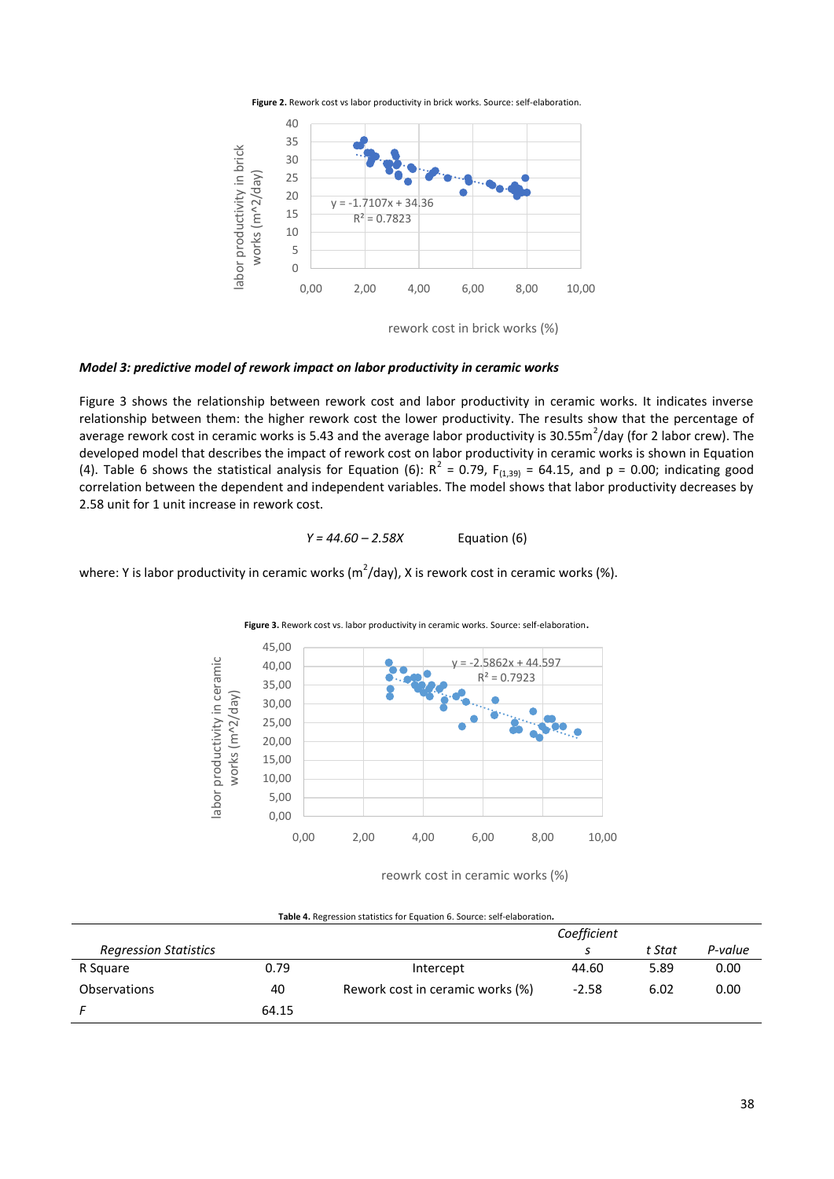**Figure 2.** Rework cost vs labor productivity in brick works. Source: self-elaboration.

### *Model 3: predictive model of rework impact on labor productivity in ceramic works*

Figure 3 shows the relationship between rework cost and labor productivity in ceramic works. It indicates inverse relationship between them: the higher rework cost the lower productivity. The results show that the percentage of average rework cost in ceramic works is 5.43 and the average labor productivity is 30.55$m^2$/day (for 2 labor crew). The developed model that describes the impact of rework cost on labor productivity in ceramic works is shown in Equation (4). Table 6 shows the statistical analysis for Equation (6): $R^2$ = 0.79, $F_{(1,39)}$ = 64.15, and p = 0.00; indicating good correlation between the dependent and independent variables. The model shows that labor productivity decreases by 2.58 unit for 1 unit increase in rework cost.

$$Y = 44.60 - 2.58X \qquad \text{Equation (6)}$$

where: Y is labor productivity in ceramic works ($m^2$/day), X is rework cost in ceramic works (%).

**Figure 3.** Rework cost vs. labor productivity in ceramic works. Source: self-elaboration.

**Table 4.** Regression statistics for Equation 6. Source: self-elaboration.

| *Regression Statistics* | | | *Coefficients* | *t Stat* | *P-value* |
|---|---|---|---|---|---|
| R Square | 0.79 | Intercept | 44.60 | 5.89 | 0.00 |
| Observations | 40 | Rework cost in ceramic works (%) | -2.58 | 6.02 | 0.00 |
| *F* | 64.15 | | | | |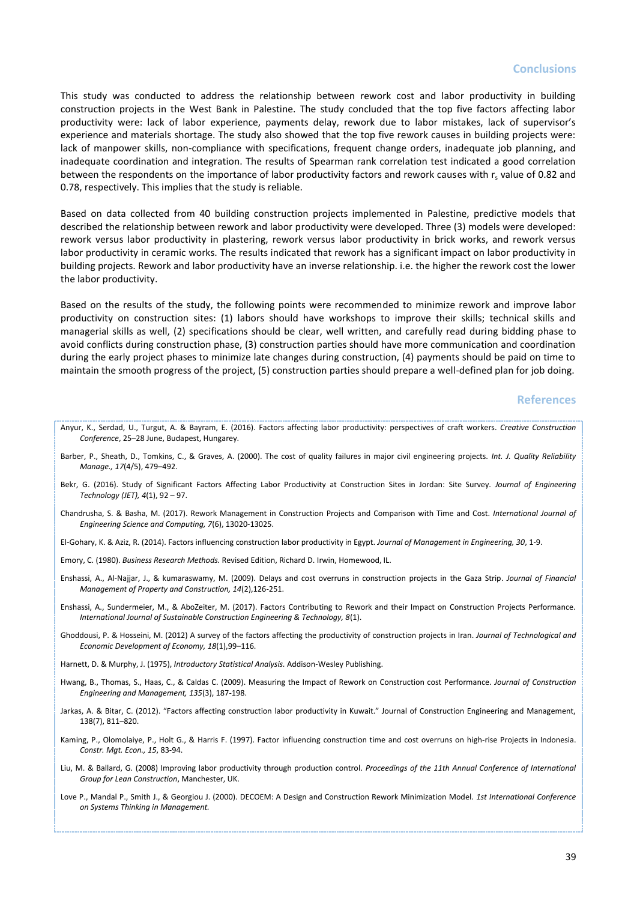## Conclusions

This study was conducted to address the relationship between rework cost and labor productivity in building construction projects in the West Bank in Palestine. The study concluded that the top five factors affecting labor productivity were: lack of labor experience, payments delay, rework due to labor mistakes, lack of supervisor's experience and materials shortage. The study also showed that the top five rework causes in building projects were: lack of manpower skills, non-compliance with specifications, frequent change orders, inadequate job planning, and inadequate coordination and integration. The results of Spearman rank correlation test indicated a good correlation between the respondents on the importance of labor productivity factors and rework causes with $r_s$ value of 0.82 and 0.78, respectively. This implies that the study is reliable.

Based on data collected from 40 building construction projects implemented in Palestine, predictive models that described the relationship between rework and labor productivity were developed. Three (3) models were developed: rework versus labor productivity in plastering, rework versus labor productivity in brick works, and rework versus labor productivity in ceramic works. The results indicated that rework has a significant impact on labor productivity in building projects. Rework and labor productivity have an inverse relationship. i.e. the higher the rework cost the lower the labor productivity.

Based on the results of the study, the following points were recommended to minimize rework and improve labor productivity on construction sites: (1) labors should have workshops to improve their skills; technical skills and managerial skills as well, (2) specifications should be clear, well written, and carefully read during bidding phase to avoid conflicts during construction phase, (3) construction parties should have more communication and coordination during the early project phases to minimize late changes during construction, (4) payments should be paid on time to maintain the smooth progress of the project, (5) construction parties should prepare a well-defined plan for job doing.

## References

Anyur, K., Serdad, U., Turgut, A. & Bayram, E. (2016). Factors affecting labor productivity: perspectives of craft workers. *Creative Construction Conference*, 25–28 June, Budapest, Hungarey.

Barber, P., Sheath, D., Tomkins, C., & Graves, A. (2000). The cost of quality failures in major civil engineering projects. *Int. J. Quality Reliability Manage., 17*(4/5), 479–492.

Bekr, G. (2016). Study of Significant Factors Affecting Labor Productivity at Construction Sites in Jordan: Site Survey. *Journal of Engineering Technology (JET), 4*(1), 92 – 97.

Chandrusha, S. & Basha, M. (2017). Rework Management in Construction Projects and Comparison with Time and Cost. *International Journal of Engineering Science and Computing, 7*(6), 13020-13025.

El-Gohary, K. & Aziz, R. (2014). Factors influencing construction labor productivity in Egypt. *Journal of Management in Engineering, 30*, 1-9.

Emory, C. (1980). *Business Research Methods.* Revised Edition, Richard D. Irwin, Homewood, IL.

Enshassi, A., Al-Najjar, J., & kumaraswamy, M. (2009). Delays and cost overruns in construction projects in the Gaza Strip. *Journal of Financial Management of Property and Construction, 14*(2),126-251.

Enshassi, A., Sundermeier, M., & AboZeiter, M. (2017). Factors Contributing to Rework and their Impact on Construction Projects Performance. *International Journal of Sustainable Construction Engineering & Technology, 8*(1).

Ghoddousi, P. & Hosseini, M. (2012) A survey of the factors affecting the productivity of construction projects in Iran. *Journal of Technological and Economic Development of Economy, 18*(1),99–116.

Harnett, D. & Murphy, J. (1975), *Introductory Statistical Analysis.* Addison-Wesley Publishing.

Hwang, B., Thomas, S., Haas, C., & Caldas C. (2009). Measuring the Impact of Rework on Construction cost Performance. *Journal of Construction Engineering and Management, 135*(3), 187-198.

Jarkas, A. & Bitar, C. (2012). "Factors affecting construction labor productivity in Kuwait." Journal of Construction Engineering and Management, 138(7), 811–820.

Kaming, P., Olomolaiye, P., Holt G., & Harris F. (1997). Factor influencing construction time and cost overruns on high-rise Projects in Indonesia. *Constr. Mgt. Econ., 15*, 83-94.

Liu, M. & Ballard, G. (2008) Improving labor productivity through production control. *Proceedings of the 11th Annual Conference of International Group for Lean Construction*, Manchester, UK.

Love P., Mandal P., Smith J., & Georgiou J. (2000). DECOEM: A Design and Construction Rework Minimization Model. *1st International Conference on Systems Thinking in Management.*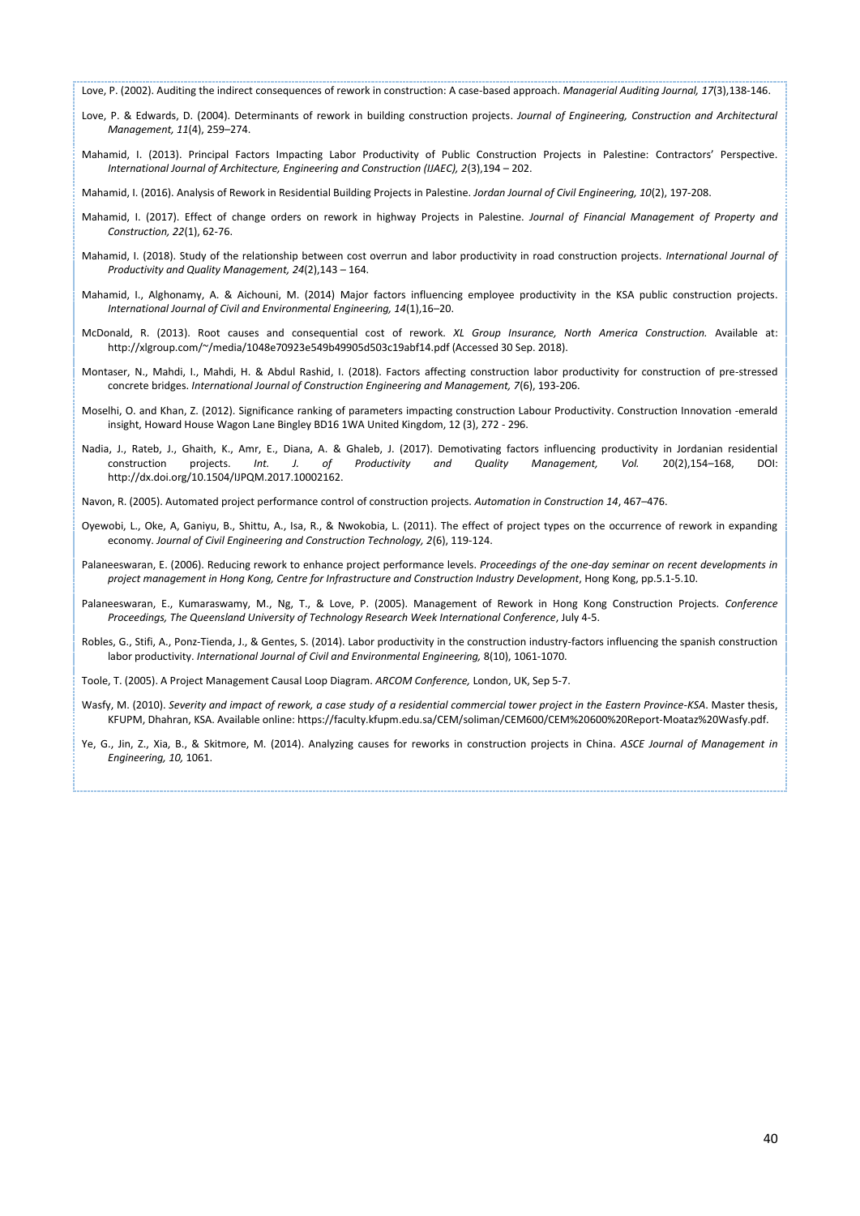Love, P. (2002). Auditing the indirect consequences of rework in construction: A case-based approach. *Managerial Auditing Journal, 17*(3),138-146.

Love, P. & Edwards, D. (2004). Determinants of rework in building construction projects. *Journal of Engineering, Construction and Architectural Management, 11*(4), 259–274.

Mahamid, I. (2013). Principal Factors Impacting Labor Productivity of Public Construction Projects in Palestine: Contractors' Perspective. *International Journal of Architecture, Engineering and Construction (IJAEC), 2*(3),194 – 202.

Mahamid, I. (2016). Analysis of Rework in Residential Building Projects in Palestine. *Jordan Journal of Civil Engineering, 10*(2), 197-208.

Mahamid, I. (2017). Effect of change orders on rework in highway Projects in Palestine. *Journal of Financial Management of Property and Construction, 22*(1), 62-76.

Mahamid, I. (2018). Study of the relationship between cost overrun and labor productivity in road construction projects. *International Journal of Productivity and Quality Management, 24*(2),143 – 164.

Mahamid, I., Alghonamy, A. & Aichouni, M. (2014) Major factors influencing employee productivity in the KSA public construction projects. *International Journal of Civil and Environmental Engineering, 14*(1),16–20.

McDonald, R. (2013). Root causes and consequential cost of rework. *XL Group Insurance, North America Construction.* Available at: http://xlgroup.com/~/media/1048e70923e549b49905d503c19abf14.pdf (Accessed 30 Sep. 2018).

Montaser, N., Mahdi, I., Mahdi, H. & Abdul Rashid, I. (2018). Factors affecting construction labor productivity for construction of pre-stressed concrete bridges. *International Journal of Construction Engineering and Management, 7*(6), 193-206.

Moselhi, O. and Khan, Z. (2012). Significance ranking of parameters impacting construction Labour Productivity. Construction Innovation -emerald insight, Howard House Wagon Lane Bingley BD16 1WA United Kingdom, 12 (3), 272 - 296.

Nadia, J., Rateb, J., Ghaith, K., Amr, E., Diana, A. & Ghaleb, J. (2017). Demotivating factors influencing productivity in Jordanian residential construction projects. *Int. J. of Productivity and Quality Management, Vol.* 20(2),154–168, DOI: http://dx.doi.org/10.1504/IJPQM.2017.10002162.

Navon, R. (2005). Automated project performance control of construction projects. *Automation in Construction 14*, 467–476.

Oyewobi, L., Oke, A, Ganiyu, B., Shittu, A., Isa, R., & Nwokobia, L. (2011). The effect of project types on the occurrence of rework in expanding economy. *Journal of Civil Engineering and Construction Technology, 2*(6), 119-124.

Palaneeswaran, E. (2006). Reducing rework to enhance project performance levels. *Proceedings of the one-day seminar on recent developments in project management in Hong Kong, Centre for Infrastructure and Construction Industry Development*, Hong Kong, pp.5.1-5.10.

Palaneeswaran, E., Kumaraswamy, M., Ng, T., & Love, P. (2005). Management of Rework in Hong Kong Construction Projects. *Conference Proceedings, The Queensland University of Technology Research Week International Conference*, July 4-5.

Robles, G., Stifi, A., Ponz-Tienda, J., & Gentes, S. (2014). Labor productivity in the construction industry-factors influencing the spanish construction labor productivity. *International Journal of Civil and Environmental Engineering,* 8(10), 1061-1070.

Toole, T. (2005). A Project Management Causal Loop Diagram. *ARCOM Conference,* London, UK, Sep 5-7.

Wasfy, M. (2010). *Severity and impact of rework, a case study of a residential commercial tower project in the Eastern Province-KSA*. Master thesis, KFUPM, Dhahran, KSA. Available online: https://faculty.kfupm.edu.sa/CEM/soliman/CEM600/CEM%20600%20Report-Moataz%20Wasfy.pdf.

Ye, G., Jin, Z., Xia, B., & Skitmore, M. (2014). Analyzing causes for reworks in construction projects in China. *ASCE Journal of Management in Engineering, 10,* 1061.